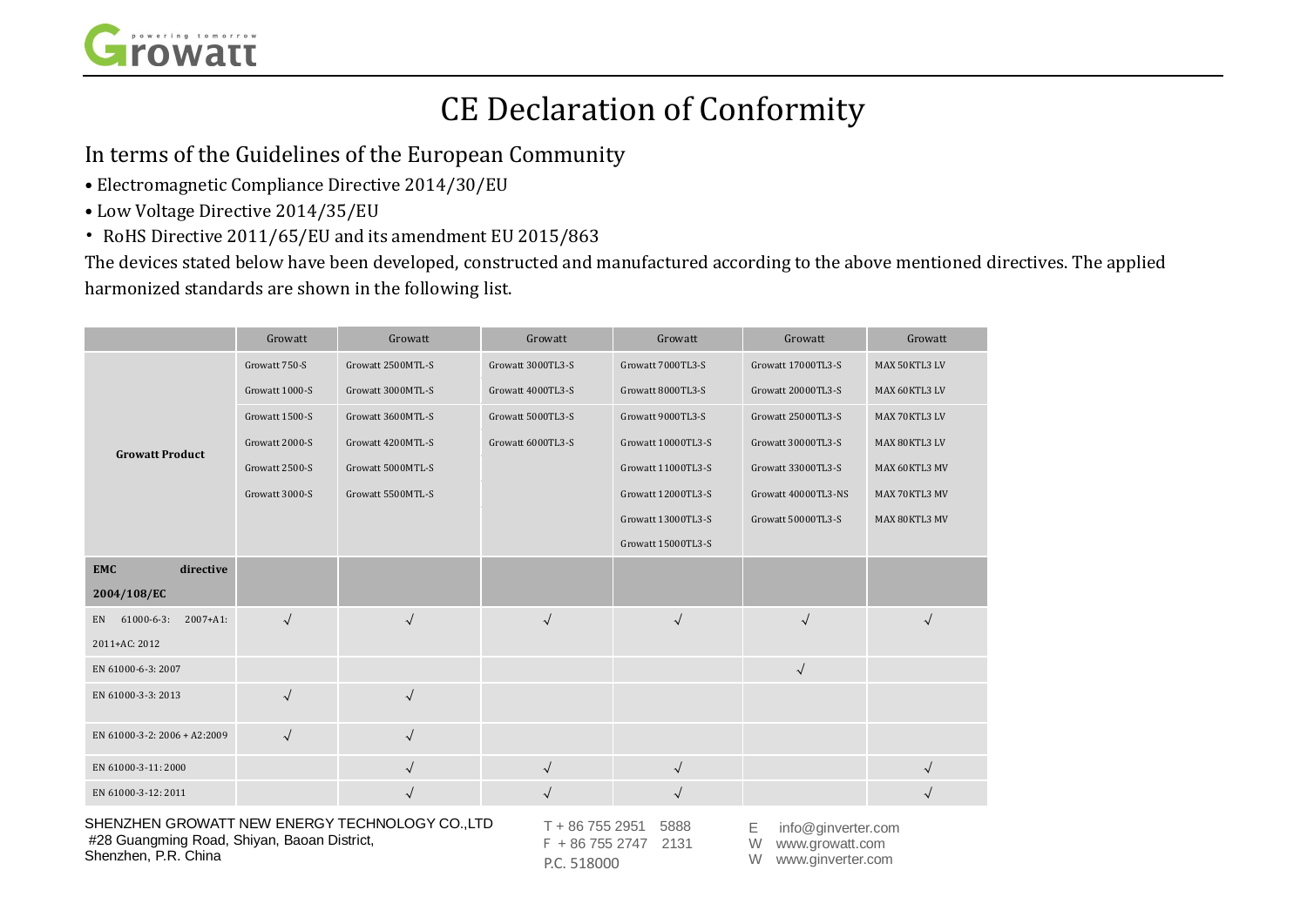# CE Declaration of Conformity

In terms of the Guidelines of the European Community

- Electromagnetic Compliance Directive 2014/30/EU
- Low Voltage Directive 2014/35/EU
- RoHS Directive 2011/65/EU and its amendment EU 2015/863

The devices stated below have been developed, constructed and manufactured according to the above mentioned directives. The applied harmonized standards are shown in the following list.

| | Growatt | Growatt | Growatt | Growatt | Growatt | Growatt |
|---|---|---|---|---|---|---|
| **Growatt Product** | Growatt 750-S<br>Growatt 1000-S<br>Growatt 1500-S<br>Growatt 2000-S<br>Growatt 2500-S<br>Growatt 3000-S | Growatt 2500MTL-S<br>Growatt 3000MTL-S<br>Growatt 3600MTL-S<br>Growatt 4200MTL-S<br>Growatt 5000MTL-S<br>Growatt 5500MTL-S | Growatt 3000TL3-S<br>Growatt 4000TL3-S<br>Growatt 5000TL3-S<br>Growatt 6000TL3-S | Growatt 7000TL3-S<br>Growatt 8000TL3-S<br>Growatt 9000TL3-S<br>Growatt 10000TL3-S<br>Growatt 11000TL3-S<br>Growatt 12000TL3-S<br>Growatt 13000TL3-S<br>Growatt 15000TL3-S | Growatt 17000TL3-S<br>Growatt 20000TL3-S<br>Growatt 25000TL3-S<br>Growatt 30000TL3-S<br>Growatt 33000TL3-S<br>Growatt 40000TL3-NS<br>Growatt 50000TL3-S | MAX 50KTL3 LV<br>MAX 60KTL3 LV<br>MAX 70KTL3 LV<br>MAX 80KTL3 LV<br>MAX 60KTL3 MV<br>MAX 70KTL3 MV<br>MAX 80KTL3 MV |
| **EMC directive 2004/108/EC** | | | | | | |
| EN 61000-6-3: 2007+A1: 2011+AC: 2012 | √ | √ | √ | √ | √ | √ |
| EN 61000-6-3: 2007 | | | | | √ | |
| EN 61000-3-3: 2013 | √ | √ | | | | |
| EN 61000-3-2: 2006 + A2:2009 | √ | √ | | | | |
| EN 61000-3-11: 2000 | | √ | √ | √ | | √ |
| EN 61000-3-12: 2011 | | √ | √ | √ | | √ |

SHENZHEN GROWATT NEW ENERGY TECHNOLOGY CO.,LTD
#28 Guangming Road, Shiyan, Baoan District,
Shenzhen, P.R. China

T + 86 755 2951 5888
F + 86 755 2747 2131
P.C. 518000

E info@ginverter.com
W www.growatt.com
W www.ginverter.com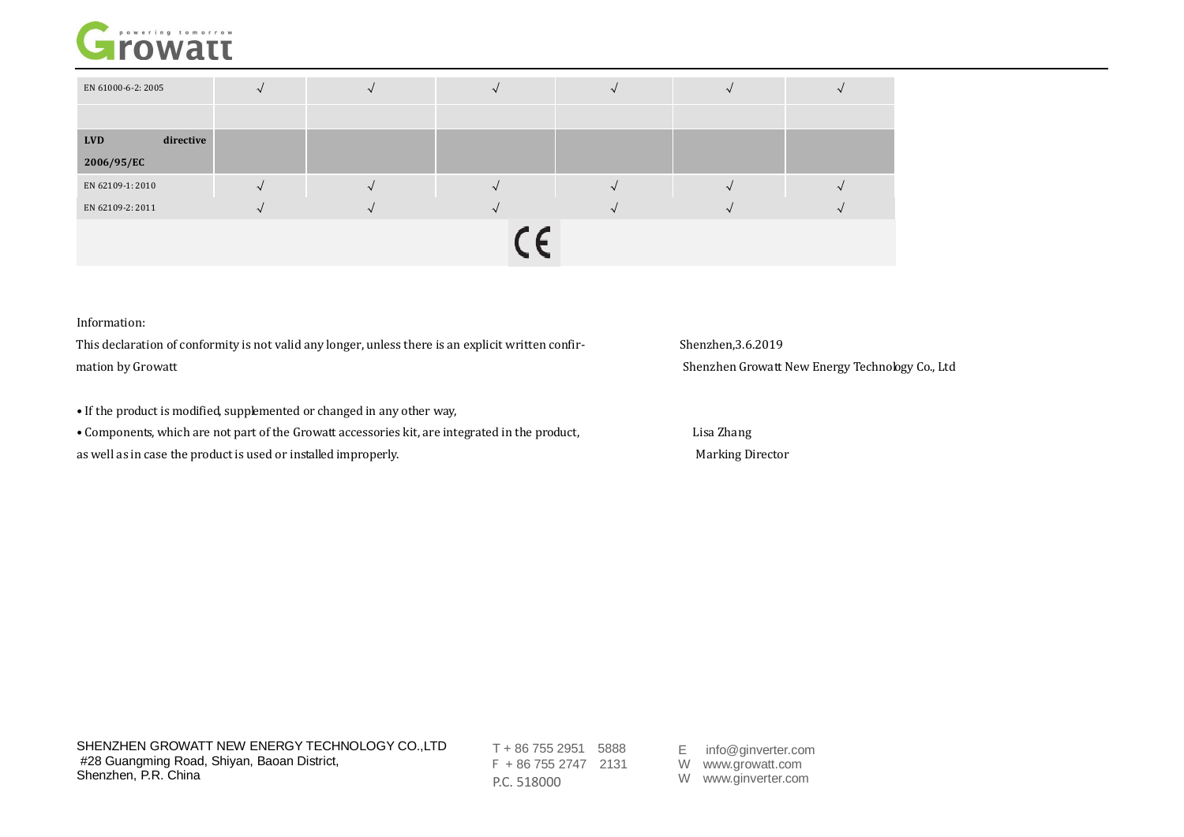| | | | | | | |
|---|---|---|---|---|---|---|
| EN 61000-6-2: 2005 | √ | √ | √ | √ | √ | √ |
| | | | | | | |
| **LVD directive 2006/95/EC** | | | | | | |
| EN 62109-1: 2010 | √ | √ | √ | √ | √ | √ |
| EN 62109-2: 2011 | √ | √ | √ | √ | √ | √ |

CE

Information:

This declaration of conformity is not valid any longer, unless there is an explicit written confirmation by Growatt

• If the product is modified, supplemented or changed in any other way,

• Components, which are not part of the Growatt accessories kit, are integrated in the product, as well as in case the product is used or installed improperly.

Shenzhen,3.6.2019

Shenzhen Growatt New Energy Technology Co., Ltd

Lisa Zhang

Marking Director

SHENZHEN GROWATT NEW ENERGY TECHNOLOGY CO.,LTD
#28 Guangming Road, Shiyan, Baoan District,
Shenzhen, P.R. China

T + 86 755 2951 5888
F + 86 755 2747 2131
P.C. 518000

E info@ginverter.com
W www.growatt.com
W www.ginverter.com